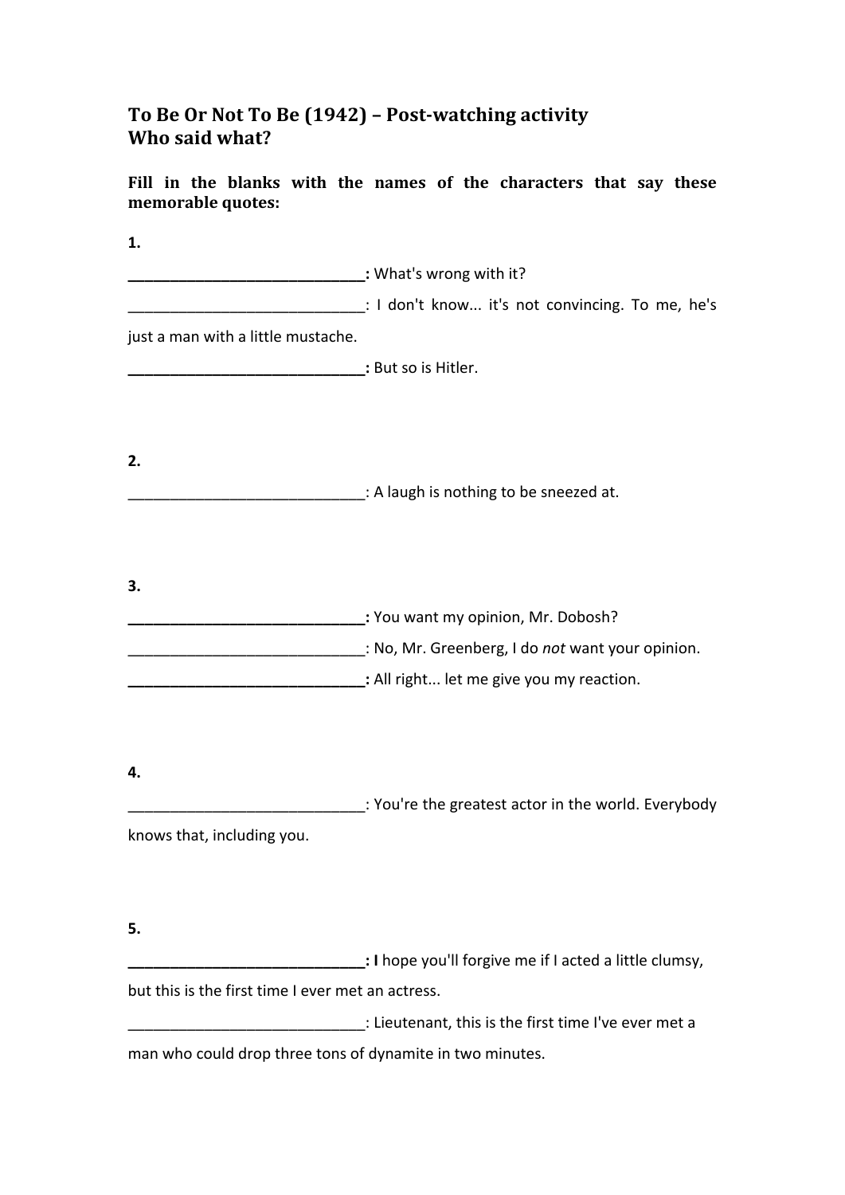# To Be Or Not To Be (1942) – Post-watching activity
# Who said what?

**Fill in the blanks with the names of the characters that say these memorable quotes:**

**1.**

**_____________________________:** What's wrong with it?

_____________________________: I don't know... it's not convincing. To me, he's just a man with a little mustache.

**_____________________________:** But so is Hitler.

**2.**

_____________________________: A laugh is nothing to be sneezed at.

**3.**

**_____________________________:** You want my opinion, Mr. Dobosh?

_____________________________: No, Mr. Greenberg, I do *not* want your opinion.

**_____________________________:** All right... let me give you my reaction.

**4.**

_____________________________: You're the greatest actor in the world. Everybody knows that, including you.

**5.**

**_____________________________: I** hope you'll forgive me if I acted a little clumsy, but this is the first time I ever met an actress.

_____________________________: Lieutenant, this is the first time I've ever met a man who could drop three tons of dynamite in two minutes.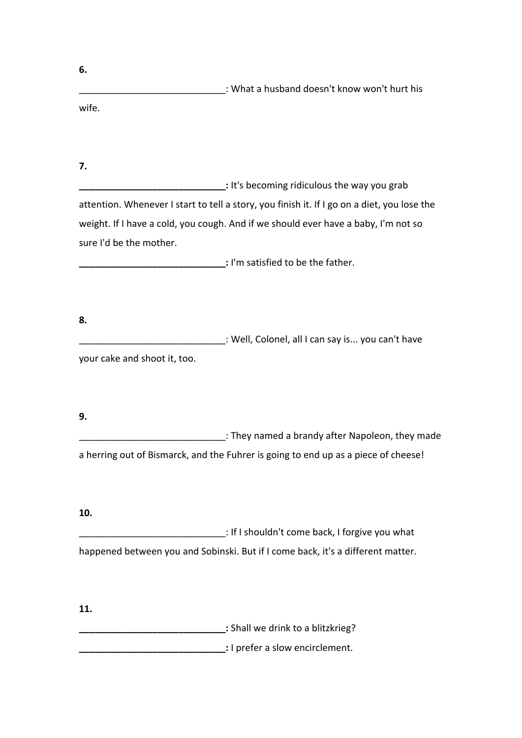**6.**

____________________________: What a husband doesn't know won't hurt his wife.

**7.**

**____________________________:** It's becoming ridiculous the way you grab attention. Whenever I start to tell a story, you finish it. If I go on a diet, you lose the weight. If I have a cold, you cough. And if we should ever have a baby, I'm not so sure I'd be the mother.

**____________________________:** I'm satisfied to be the father.

**8.**

____________________________: Well, Colonel, all I can say is... you can't have your cake and shoot it, too.

**9.**

____________________________: They named a brandy after Napoleon, they made a herring out of Bismarck, and the Fuhrer is going to end up as a piece of cheese!

**10.**

____________________________: If I shouldn't come back, I forgive you what happened between you and Sobinski. But if I come back, it's a different matter.

**11.**

**____________________________:** Shall we drink to a blitzkrieg?

**____________________________:** I prefer a slow encirclement.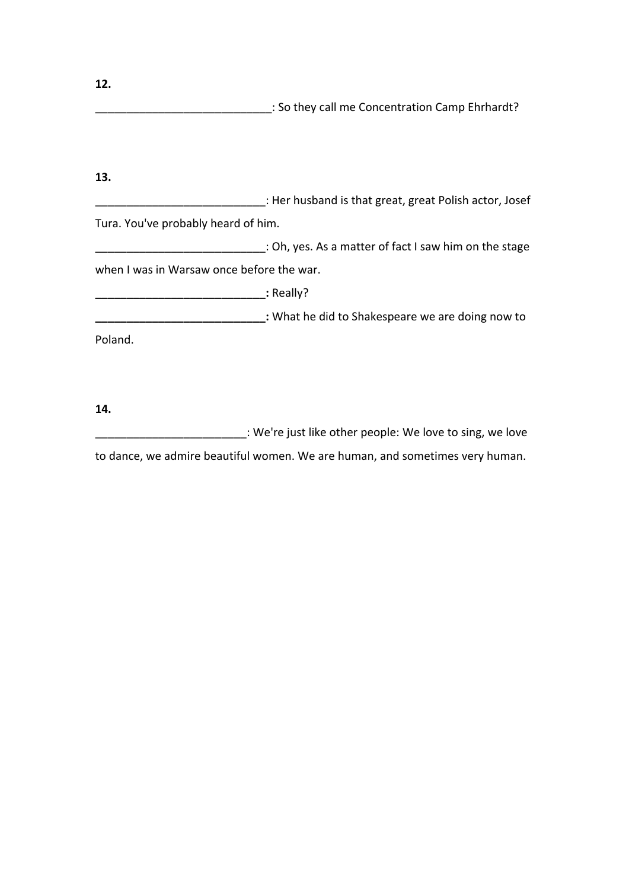**12.**

____________________________: So they call me Concentration Camp Ehrhardt?

**13.**

___________________________: Her husband is that great, great Polish actor, Josef Tura. You've probably heard of him.

___________________________: Oh, yes. As a matter of fact I saw him on the stage when I was in Warsaw once before the war.

**___________________________:** Really?

**___________________________:** What he did to Shakespeare we are doing now to Poland.

**14.**

________________________: We're just like other people: We love to sing, we love to dance, we admire beautiful women. We are human, and sometimes very human.